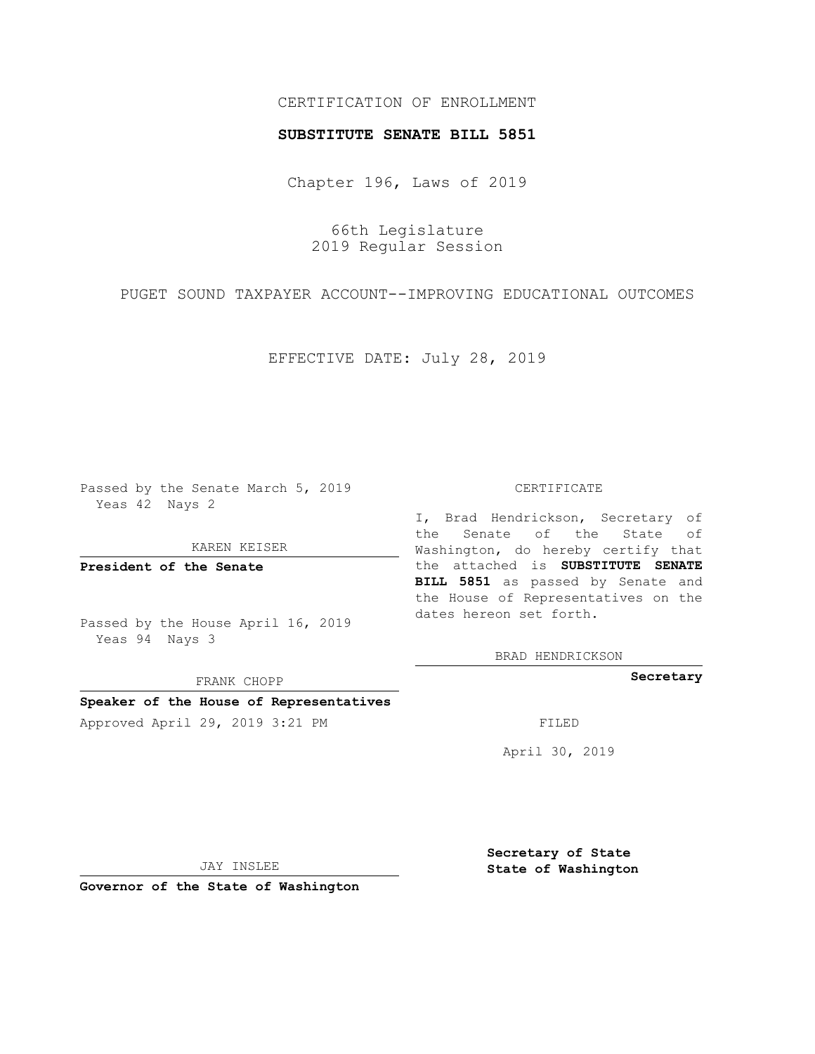CERTIFICATION OF ENROLLMENT

**SUBSTITUTE SENATE BILL 5851**

Chapter 196, Laws of 2019

66th Legislature
2019 Regular Session

PUGET SOUND TAXPAYER ACCOUNT--IMPROVING EDUCATIONAL OUTCOMES

EFFECTIVE DATE: July 28, 2019

Passed by the Senate March 5, 2019
Yeas 42 Nays 2

KAREN KEISER

**President of the Senate**

Passed by the House April 16, 2019
Yeas 94 Nays 3

FRANK CHOPP

**Speaker of the House of Representatives**

Approved April 29, 2019 3:21 PM

JAY INSLEE

**Governor of the State of Washington**

CERTIFICATE

I, Brad Hendrickson, Secretary of the Senate of the State of Washington, do hereby certify that the attached is **SUBSTITUTE SENATE BILL 5851** as passed by Senate and the House of Representatives on the dates hereon set forth.

BRAD HENDRICKSON

**Secretary**

FILED

April 30, 2019

**Secretary of State**
**State of Washington**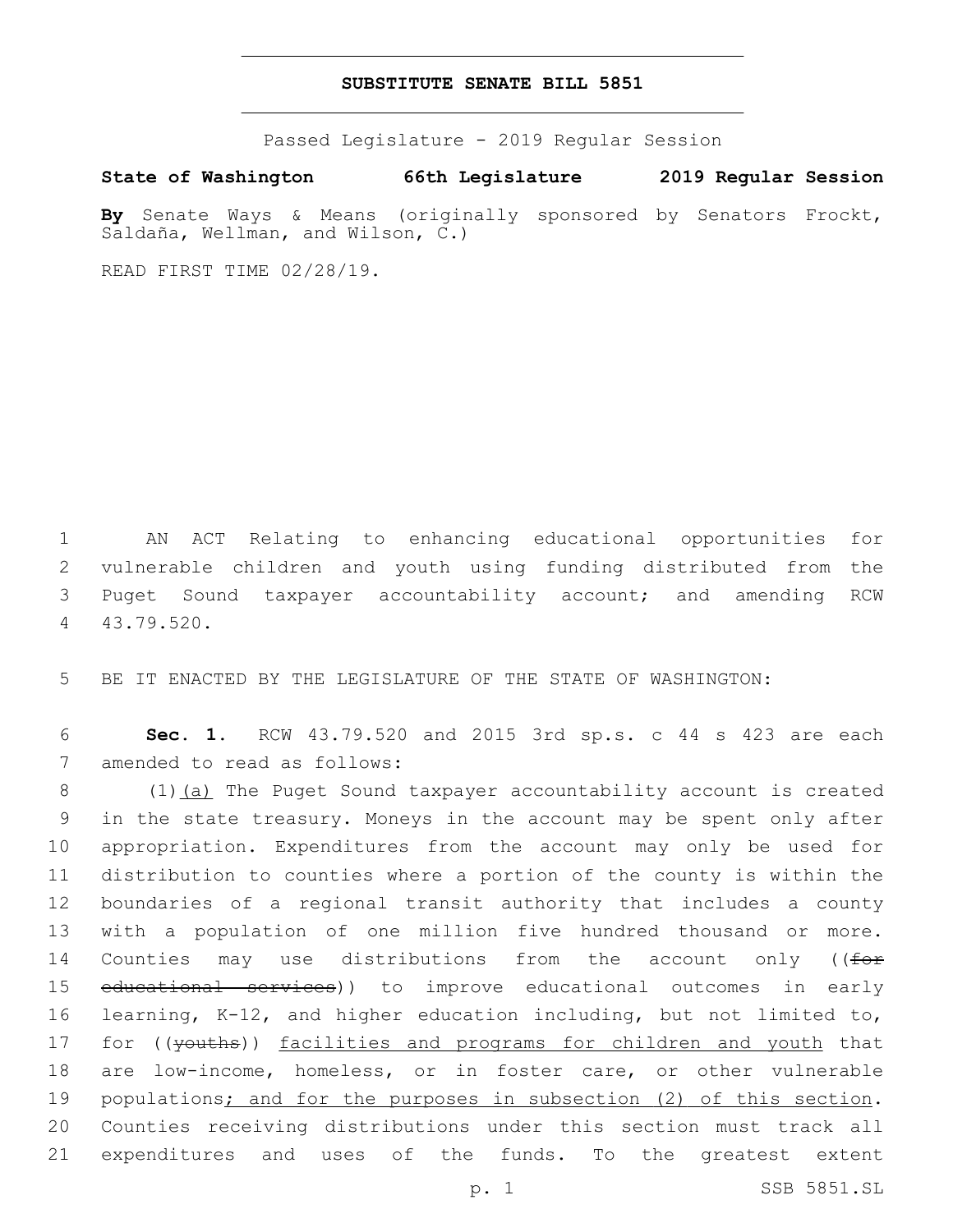**SUBSTITUTE SENATE BILL 5851**

Passed Legislature - 2019 Regular Session

**State of Washington 66th Legislature 2019 Regular Session**

**By** Senate Ways & Means (originally sponsored by Senators Frockt, Saldaña, Wellman, and Wilson, C.)

READ FIRST TIME 02/28/19.

1 AN ACT Relating to enhancing educational opportunities for 2 vulnerable children and youth using funding distributed from the 3 Puget Sound taxpayer accountability account; and amending RCW 4 43.79.520.

5 BE IT ENACTED BY THE LEGISLATURE OF THE STATE OF WASHINGTON:

6 **Sec. 1.** RCW 43.79.520 and 2015 3rd sp.s. c 44 s 423 are each 7 amended to read as follows:

8 (1)(a) The Puget Sound taxpayer accountability account is created 9 in the state treasury. Moneys in the account may be spent only after 10 appropriation. Expenditures from the account may only be used for 11 distribution to counties where a portion of the county is within the 12 boundaries of a regional transit authority that includes a county 13 with a population of one million five hundred thousand or more. 14 Counties may use distributions from the account only ((~~for~~ 15 ~~educational services~~)) to improve educational outcomes in early 16 learning, K-12, and higher education including, but not limited to, 17 for ((~~youths~~)) facilities and programs for children and youth that 18 are low-income, homeless, or in foster care, or other vulnerable 19 populations; and for the purposes in subsection (2) of this section. 20 Counties receiving distributions under this section must track all 21 expenditures and uses of the funds. To the greatest extent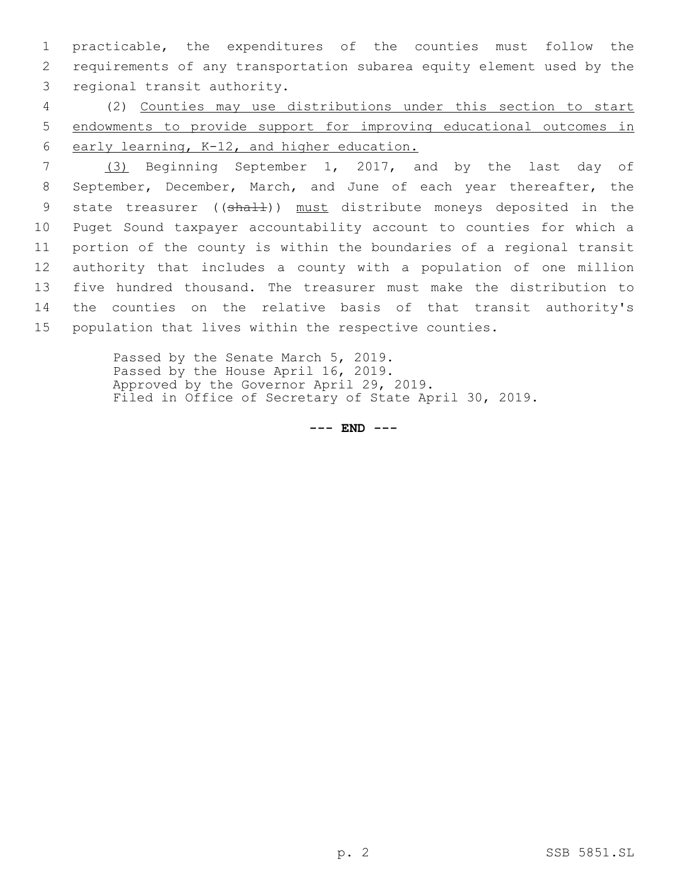practicable, the expenditures of the counties must follow the requirements of any transportation subarea equity element used by the regional transit authority.

(2) Counties may use distributions under this section to start endowments to provide support for improving educational outcomes in early learning, K-12, and higher education.

(3) Beginning September 1, 2017, and by the last day of September, December, March, and June of each year thereafter, the state treasurer ((~~shall~~)) must distribute moneys deposited in the Puget Sound taxpayer accountability account to counties for which a portion of the county is within the boundaries of a regional transit authority that includes a county with a population of one million five hundred thousand. The treasurer must make the distribution to the counties on the relative basis of that transit authority's population that lives within the respective counties.

Passed by the Senate March 5, 2019.
Passed by the House April 16, 2019.
Approved by the Governor April 29, 2019.
Filed in Office of Secretary of State April 30, 2019.

**--- END ---**